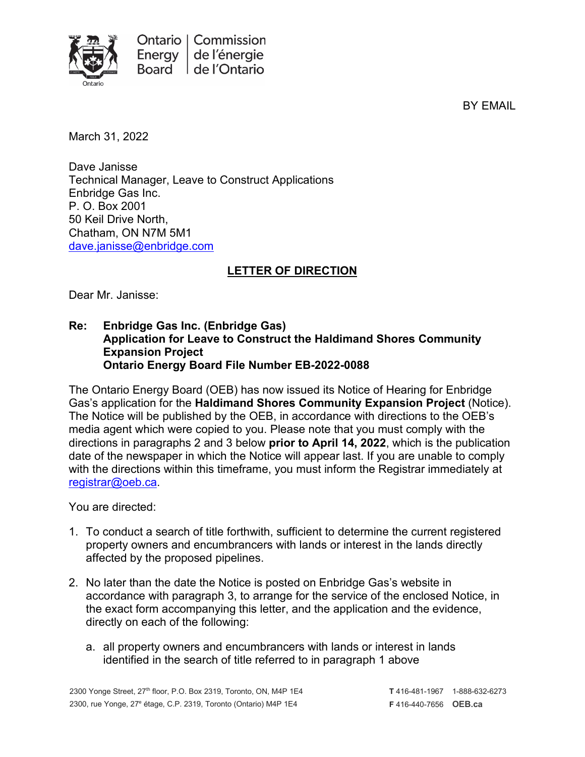Ontario Energy Board | Commission de l'énergie de l'Ontario

BY EMAIL

March 31, 2022

Dave Janisse
Technical Manager, Leave to Construct Applications
Enbridge Gas Inc.
P. O. Box 2001
50 Keil Drive North,
Chatham, ON N7M 5M1
dave.janisse@enbridge.com

**LETTER OF DIRECTION**

Dear Mr. Janisse:

**Re: Enbridge Gas Inc. (Enbridge Gas)**
**Application for Leave to Construct the Haldimand Shores Community Expansion Project**
**Ontario Energy Board File Number EB-2022-0088**

The Ontario Energy Board (OEB) has now issued its Notice of Hearing for Enbridge Gas's application for the **Haldimand Shores Community Expansion Project** (Notice). The Notice will be published by the OEB, in accordance with directions to the OEB's media agent which were copied to you. Please note that you must comply with the directions in paragraphs 2 and 3 below **prior to April 14, 2022**, which is the publication date of the newspaper in which the Notice will appear last. If you are unable to comply with the directions within this timeframe, you must inform the Registrar immediately at registrar@oeb.ca.

You are directed:

1. To conduct a search of title forthwith, sufficient to determine the current registered property owners and encumbrancers with lands or interest in the lands directly affected by the proposed pipelines.

2. No later than the date the Notice is posted on Enbridge Gas's website in accordance with paragraph 3, to arrange for the service of the enclosed Notice, in the exact form accompanying this letter, and the application and the evidence, directly on each of the following:

   a. all property owners and encumbrancers with lands or interest in lands identified in the search of title referred to in paragraph 1 above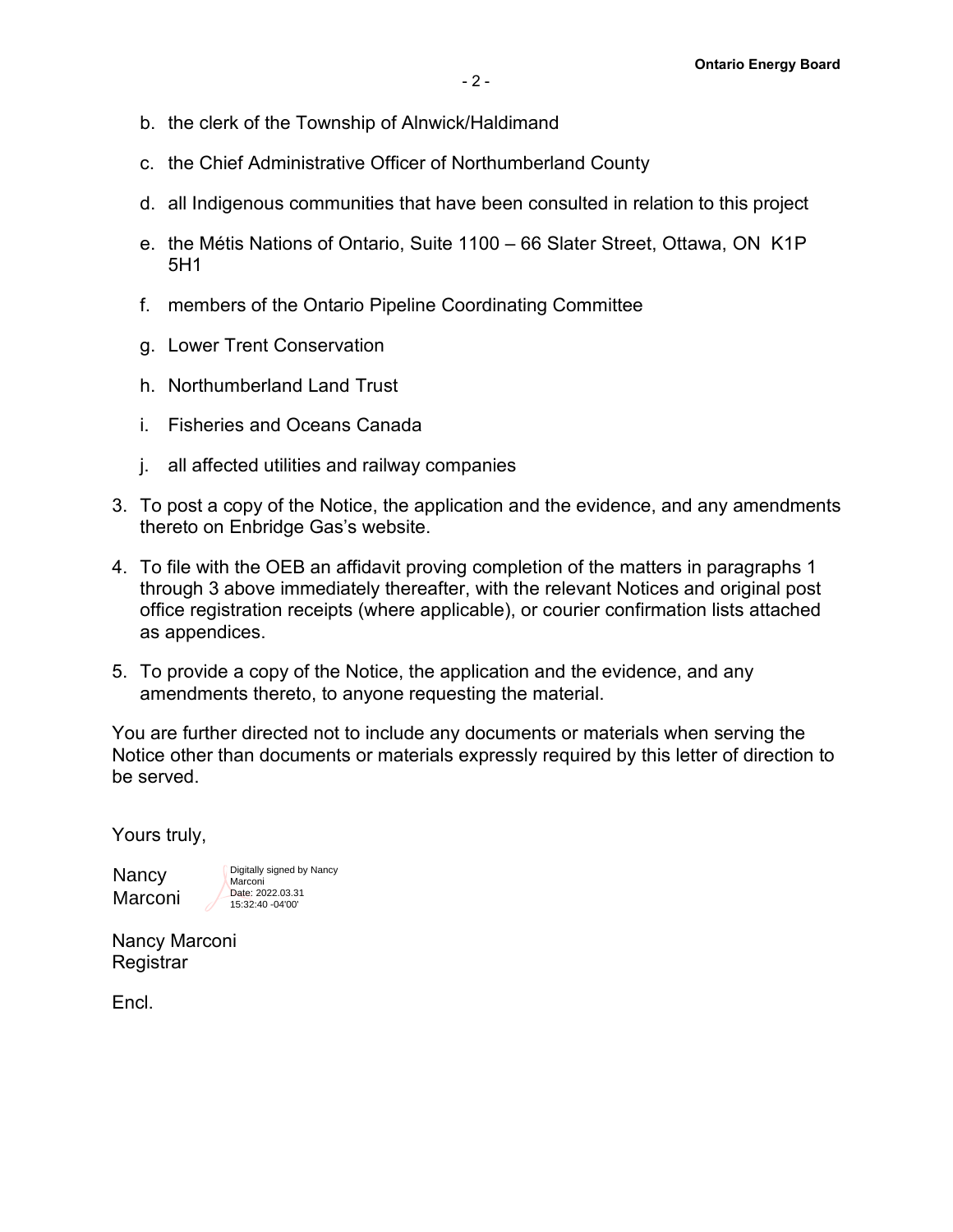b. the clerk of the Township of Alnwick/Haldimand

c. the Chief Administrative Officer of Northumberland County

d. all Indigenous communities that have been consulted in relation to this project

e. the Métis Nations of Ontario, Suite 1100 – 66 Slater Street, Ottawa, ON K1P 5H1

f. members of the Ontario Pipeline Coordinating Committee

g. Lower Trent Conservation

h. Northumberland Land Trust

i. Fisheries and Oceans Canada

j. all affected utilities and railway companies

3. To post a copy of the Notice, the application and the evidence, and any amendments thereto on Enbridge Gas's website.

4. To file with the OEB an affidavit proving completion of the matters in paragraphs 1 through 3 above immediately thereafter, with the relevant Notices and original post office registration receipts (where applicable), or courier confirmation lists attached as appendices.

5. To provide a copy of the Notice, the application and the evidence, and any amendments thereto, to anyone requesting the material.

You are further directed not to include any documents or materials when serving the Notice other than documents or materials expressly required by this letter of direction to be served.

Yours truly,

Nancy Marconi

Digitally signed by Nancy Marconi
Date: 2022.03.31 15:32:40 -04'00'

Nancy Marconi
Registrar

Encl.